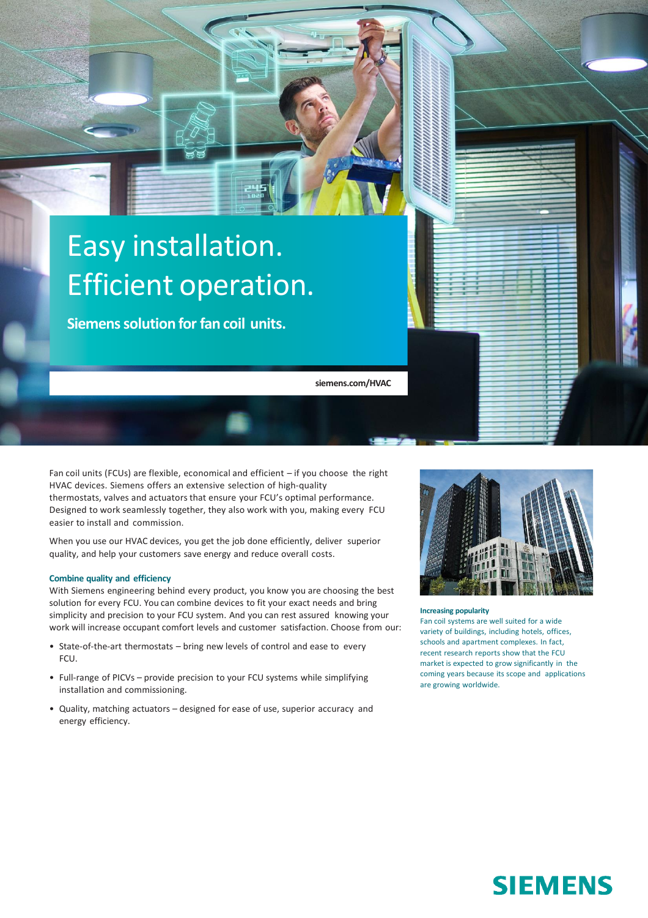# Easy installation. Efficient operation.

**Siemens solution for fan coil units.**

siemens.com/HVAC

Fan coil units (FCUs) are flexible, economical and efficient – if you choose the right HVAC devices. Siemens offers an extensive selection of high-quality thermostats, valves and actuators that ensure your FCU's optimal performance. Designed to work seamlessly together, they also work with you, making every FCU easier to install and commission.

When you use our HVAC devices, you get the job done efficiently, deliver superior quality, and help your customers save energy and reduce overall costs.

### Combine quality and efficiency

With Siemens engineering behind every product, you know you are choosing the best solution for every FCU. You can combine devices to fit your exact needs and bring simplicity and precision to your FCU system. And you can rest assured knowing your work will increase occupant comfort levels and customer satisfaction. Choose from our:

- State-of-the-art thermostats – bring new levels of control and ease to every FCU.
- Full-range of PICVs – provide precision to your FCU systems while simplifying installation and commissioning.
- Quality, matching actuators – designed for ease of use, superior accuracy and energy efficiency.

**Increasing popularity**

Fan coil systems are well suited for a wide variety of buildings, including hotels, offices, schools and apartment complexes. In fact, recent research reports show that the FCU market is expected to grow significantly in the coming years because its scope and applications are growing worldwide.

SIEMENS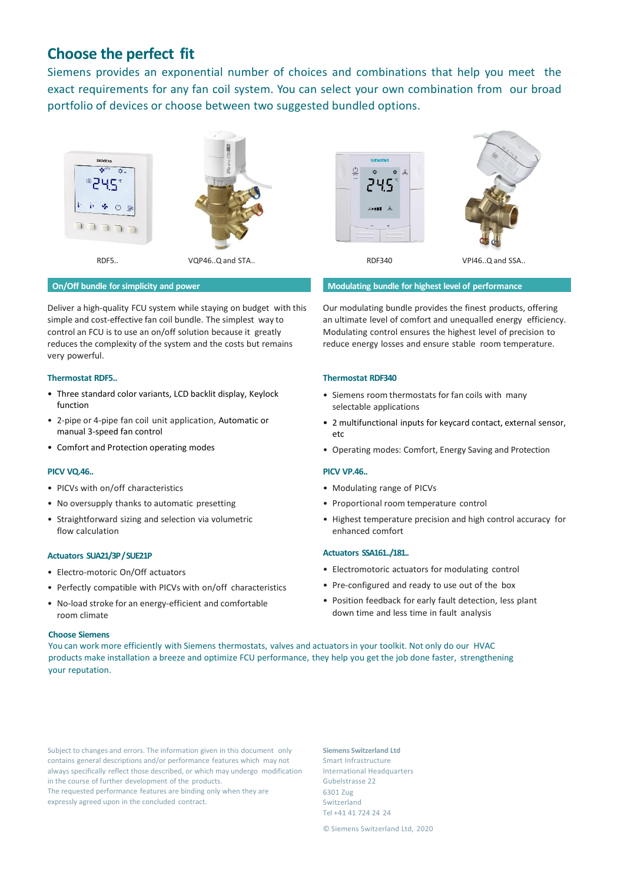# Choose the perfect fit

Siemens provides an exponential number of choices and combinations that help you meet the exact requirements for any fan coil system. You can select your own combination from our broad portfolio of devices or choose between two suggested bundled options.

RDF5..

VQP46..Q and STA..

RDF340

VPI46..Q and SSA..

## On/Off bundle for simplicity and power

Deliver a high-quality FCU system while staying on budget with this simple and cost-effective fan coil bundle. The simplest way to control an FCU is to use an on/off solution because it greatly reduces the complexity of the system and the costs but remains very powerful.

### Thermostat RDF5..

- Three standard color variants, LCD backlit display, Keylock function
- 2-pipe or 4-pipe fan coil unit application, Automatic or manual 3-speed fan control
- Comfort and Protection operating modes

### PICV VQ.46..

- PICVs with on/off characteristics
- No oversupply thanks to automatic presetting
- Straightforward sizing and selection via volumetric flow calculation

### Actuators SUA21/3P / SUE21P

- Electro-motoric On/Off actuators
- Perfectly compatible with PICVs with on/off characteristics
- No-load stroke for an energy-efficient and comfortable room climate

## Modulating bundle for highest level of performance

Our modulating bundle provides the finest products, offering an ultimate level of comfort and unequalled energy efficiency. Modulating control ensures the highest level of precision to reduce energy losses and ensure stable room temperature.

### Thermostat RDF340

- Siemens room thermostats for fan coils with many selectable applications
- 2 multifunctional inputs for keycard contact, external sensor, etc
- Operating modes: Comfort, Energy Saving and Protection

### PICV VP.46..

- Modulating range of PICVs
- Proportional room temperature control
- Highest temperature precision and high control accuracy for enhanced comfort

### Actuators SSA161../181..

- Electromotoric actuators for modulating control
- Pre-configured and ready to use out of the box
- Position feedback for early fault detection, less plant down time and less time in fault analysis

### Choose Siemens

You can work more efficiently with Siemens thermostats, valves and actuators in your toolkit. Not only do our HVAC products make installation a breeze and optimize FCU performance, they help you get the job done faster, strengthening your reputation.

Subject to changes and errors. The information given in this document only contains general descriptions and/or performance features which may not always specifically reflect those described, or which may undergo modification in the course of further development of the products.
The requested performance features are binding only when they are expressly agreed upon in the concluded contract.

**Siemens Switzerland Ltd**
Smart Infrastructure
International Headquarters
Gubelstrasse 22
6301 Zug
Switzerland
Tel +41 41 724 24 24

© Siemens Switzerland Ltd, 2020